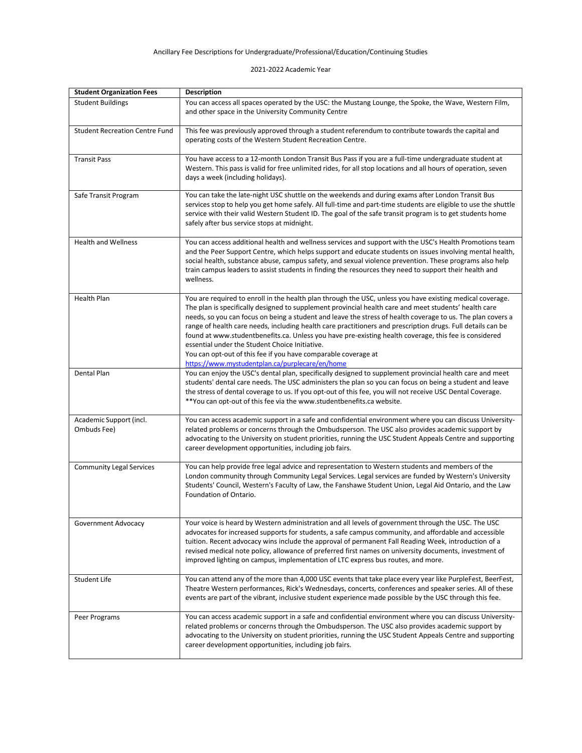Ancillary Fee Descriptions for Undergraduate/Professional/Education/Continuing Studies

2021-2022 Academic Year

| Student Organization Fees | Description |
|---|---|
| Student Buildings | You can access all spaces operated by the USC: the Mustang Lounge, the Spoke, the Wave, Western Film, and other space in the University Community Centre |
| Student Recreation Centre Fund | This fee was previously approved through a student referendum to contribute towards the capital and operating costs of the Western Student Recreation Centre. |
| Transit Pass | You have access to a 12-month London Transit Bus Pass if you are a full-time undergraduate student at Western. This pass is valid for free unlimited rides, for all stop locations and all hours of operation, seven days a week (including holidays). |
| Safe Transit Program | You can take the late-night USC shuttle on the weekends and during exams after London Transit Bus services stop to help you get home safely. All full-time and part-time students are eligible to use the shuttle service with their valid Western Student ID. The goal of the safe transit program is to get students home safely after bus service stops at midnight. |
| Health and Wellness | You can access additional health and wellness services and support with the USC's Health Promotions team and the Peer Support Centre, which helps support and educate students on issues involving mental health, social health, substance abuse, campus safety, and sexual violence prevention. These programs also help train campus leaders to assist students in finding the resources they need to support their health and wellness. |
| Health Plan | You are required to enroll in the health plan through the USC, unless you have existing medical coverage. The plan is specifically designed to supplement provincial health care and meet students' health care needs, so you can focus on being a student and leave the stress of health coverage to us. The plan covers a range of health care needs, including health care practitioners and prescription drugs. Full details can be found at www.studentbenefits.ca. Unless you have pre-existing health coverage, this fee is considered essential under the Student Choice Initiative. You can opt-out of this fee if you have comparable coverage at https://www.mystudentplan.ca/purplecare/en/home |
| Dental Plan | You can enjoy the USC's dental plan, specifically designed to supplement provincial health care and meet students' dental care needs. The USC administers the plan so you can focus on being a student and leave the stress of dental coverage to us. If you opt-out of this fee, you will not receive USC Dental Coverage. **You can opt-out of this fee via the www.studentbenefits.ca website. |
| Academic Support (incl. Ombuds Fee) | You can access academic support in a safe and confidential environment where you can discuss University-related problems or concerns through the Ombudsperson. The USC also provides academic support by advocating to the University on student priorities, running the USC Student Appeals Centre and supporting career development opportunities, including job fairs. |
| Community Legal Services | You can help provide free legal advice and representation to Western students and members of the London community through Community Legal Services. Legal services are funded by Western's University Students' Council, Western's Faculty of Law, the Fanshawe Student Union, Legal Aid Ontario, and the Law Foundation of Ontario. |
| Government Advocacy | Your voice is heard by Western administration and all levels of government through the USC. The USC advocates for increased supports for students, a safe campus community, and affordable and accessible tuition. Recent advocacy wins include the approval of permanent Fall Reading Week, introduction of a revised medical note policy, allowance of preferred first names on university documents, investment of improved lighting on campus, implementation of LTC express bus routes, and more. |
| Student Life | You can attend any of the more than 4,000 USC events that take place every year like PurpleFest, BeerFest, Theatre Western performances, Rick's Wednesdays, concerts, conferences and speaker series. All of these events are part of the vibrant, inclusive student experience made possible by the USC through this fee. |
| Peer Programs | You can access academic support in a safe and confidential environment where you can discuss University-related problems or concerns through the Ombudsperson. The USC also provides academic support by advocating to the University on student priorities, running the USC Student Appeals Centre and supporting career development opportunities, including job fairs. |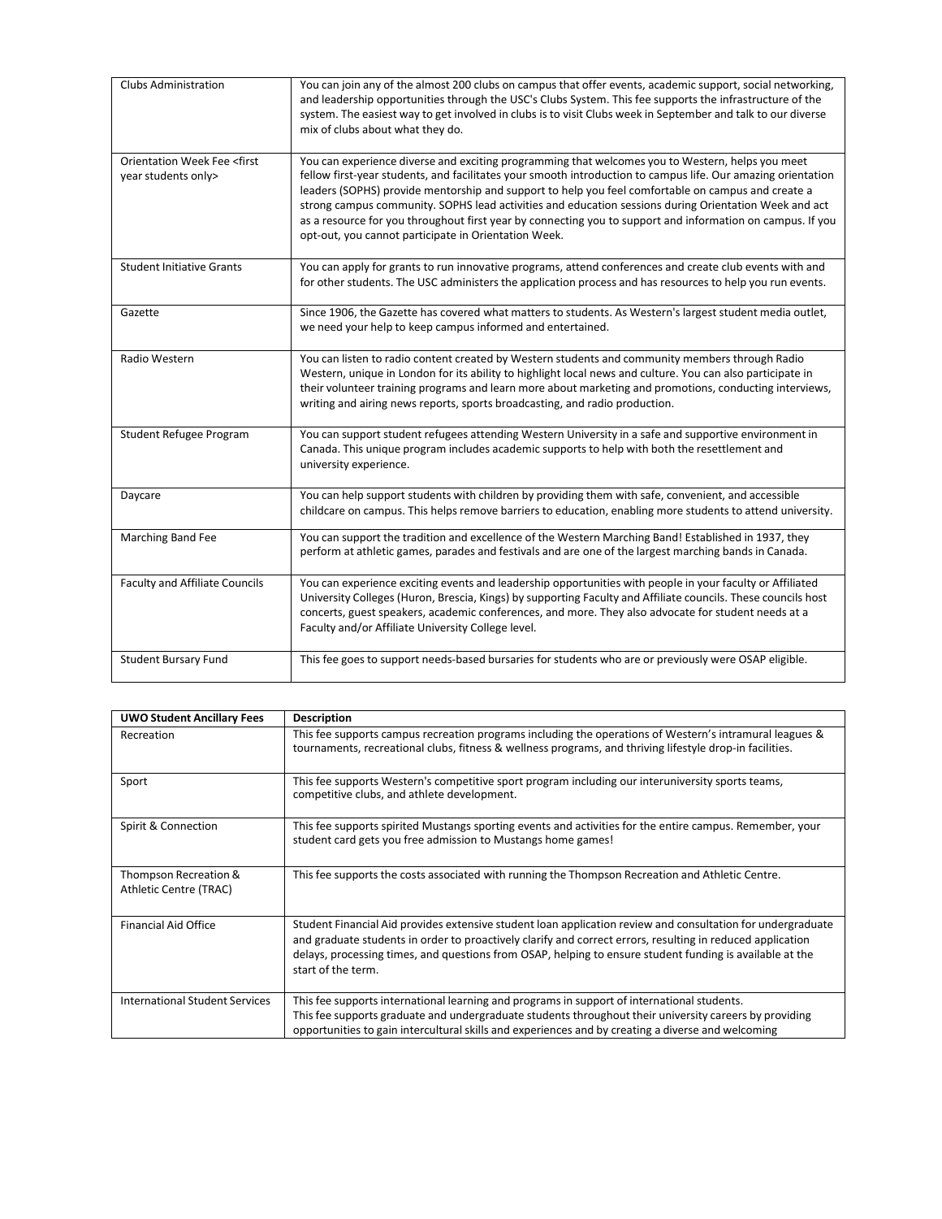| | |
|---|---|
| Clubs Administration | You can join any of the almost 200 clubs on campus that offer events, academic support, social networking, and leadership opportunities through the USC's Clubs System. This fee supports the infrastructure of the system. The easiest way to get involved in clubs is to visit Clubs week in September and talk to our diverse mix of clubs about what they do. |
| Orientation Week Fee <first year students only> | You can experience diverse and exciting programming that welcomes you to Western, helps you meet fellow first-year students, and facilitates your smooth introduction to campus life. Our amazing orientation leaders (SOPHS) provide mentorship and support to help you feel comfortable on campus and create a strong campus community. SOPHS lead activities and education sessions during Orientation Week and act as a resource for you throughout first year by connecting you to support and information on campus. If you opt-out, you cannot participate in Orientation Week. |
| Student Initiative Grants | You can apply for grants to run innovative programs, attend conferences and create club events with and for other students. The USC administers the application process and has resources to help you run events. |
| Gazette | Since 1906, the Gazette has covered what matters to students. As Western's largest student media outlet, we need your help to keep campus informed and entertained. |
| Radio Western | You can listen to radio content created by Western students and community members through Radio Western, unique in London for its ability to highlight local news and culture. You can also participate in their volunteer training programs and learn more about marketing and promotions, conducting interviews, writing and airing news reports, sports broadcasting, and radio production. |
| Student Refugee Program | You can support student refugees attending Western University in a safe and supportive environment in Canada. This unique program includes academic supports to help with both the resettlement and university experience. |
| Daycare | You can help support students with children by providing them with safe, convenient, and accessible childcare on campus. This helps remove barriers to education, enabling more students to attend university. |
| Marching Band Fee | You can support the tradition and excellence of the Western Marching Band! Established in 1937, they perform at athletic games, parades and festivals and are one of the largest marching bands in Canada. |
| Faculty and Affiliate Councils | You can experience exciting events and leadership opportunities with people in your faculty or Affiliated University Colleges (Huron, Brescia, Kings) by supporting Faculty and Affiliate councils. These councils host concerts, guest speakers, academic conferences, and more. They also advocate for student needs at a Faculty and/or Affiliate University College level. |
| Student Bursary Fund | This fee goes to support needs-based bursaries for students who are or previously were OSAP eligible. |

| **UWO Student Ancillary Fees** | **Description** |
|---|---|
| Recreation | This fee supports campus recreation programs including the operations of Western's intramural leagues & tournaments, recreational clubs, fitness & wellness programs, and thriving lifestyle drop-in facilities. |
| Sport | This fee supports Western's competitive sport program including our interuniversity sports teams, competitive clubs, and athlete development. |
| Spirit & Connection | This fee supports spirited Mustangs sporting events and activities for the entire campus. Remember, your student card gets you free admission to Mustangs home games! |
| Thompson Recreation & Athletic Centre (TRAC) | This fee supports the costs associated with running the Thompson Recreation and Athletic Centre. |
| Financial Aid Office | Student Financial Aid provides extensive student loan application review and consultation for undergraduate and graduate students in order to proactively clarify and correct errors, resulting in reduced application delays, processing times, and questions from OSAP, helping to ensure student funding is available at the start of the term. |
| International Student Services | This fee supports international learning and programs in support of international students. This fee supports graduate and undergraduate students throughout their university careers by providing opportunities to gain intercultural skills and experiences and by creating a diverse and welcoming |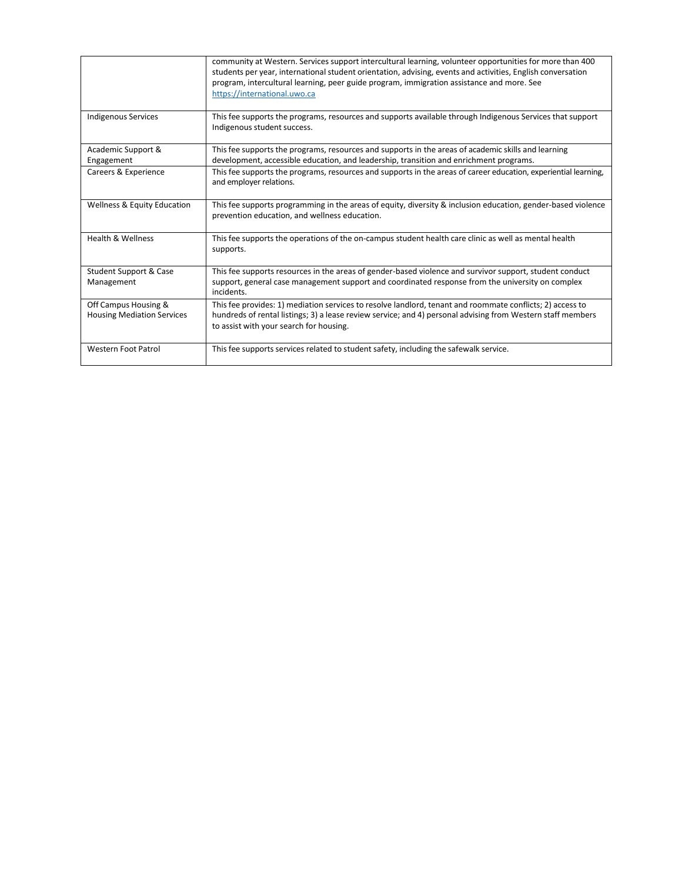| | |
|---|---|
| | community at Western. Services support intercultural learning, volunteer opportunities for more than 400 students per year, international student orientation, advising, events and activities, English conversation program, intercultural learning, peer guide program, immigration assistance and more. See https://international.uwo.ca |
| Indigenous Services | This fee supports the programs, resources and supports available through Indigenous Services that support Indigenous student success. |
| Academic Support & Engagement | This fee supports the programs, resources and supports in the areas of academic skills and learning development, accessible education, and leadership, transition and enrichment programs. |
| Careers & Experience | This fee supports the programs, resources and supports in the areas of career education, experiential learning, and employer relations. |
| Wellness & Equity Education | This fee supports programming in the areas of equity, diversity & inclusion education, gender-based violence prevention education, and wellness education. |
| Health & Wellness | This fee supports the operations of the on-campus student health care clinic as well as mental health supports. |
| Student Support & Case Management | This fee supports resources in the areas of gender-based violence and survivor support, student conduct support, general case management support and coordinated response from the university on complex incidents. |
| Off Campus Housing & Housing Mediation Services | This fee provides: 1) mediation services to resolve landlord, tenant and roommate conflicts; 2) access to hundreds of rental listings; 3) a lease review service; and 4) personal advising from Western staff members to assist with your search for housing. |
| Western Foot Patrol | This fee supports services related to student safety, including the safewalk service. |